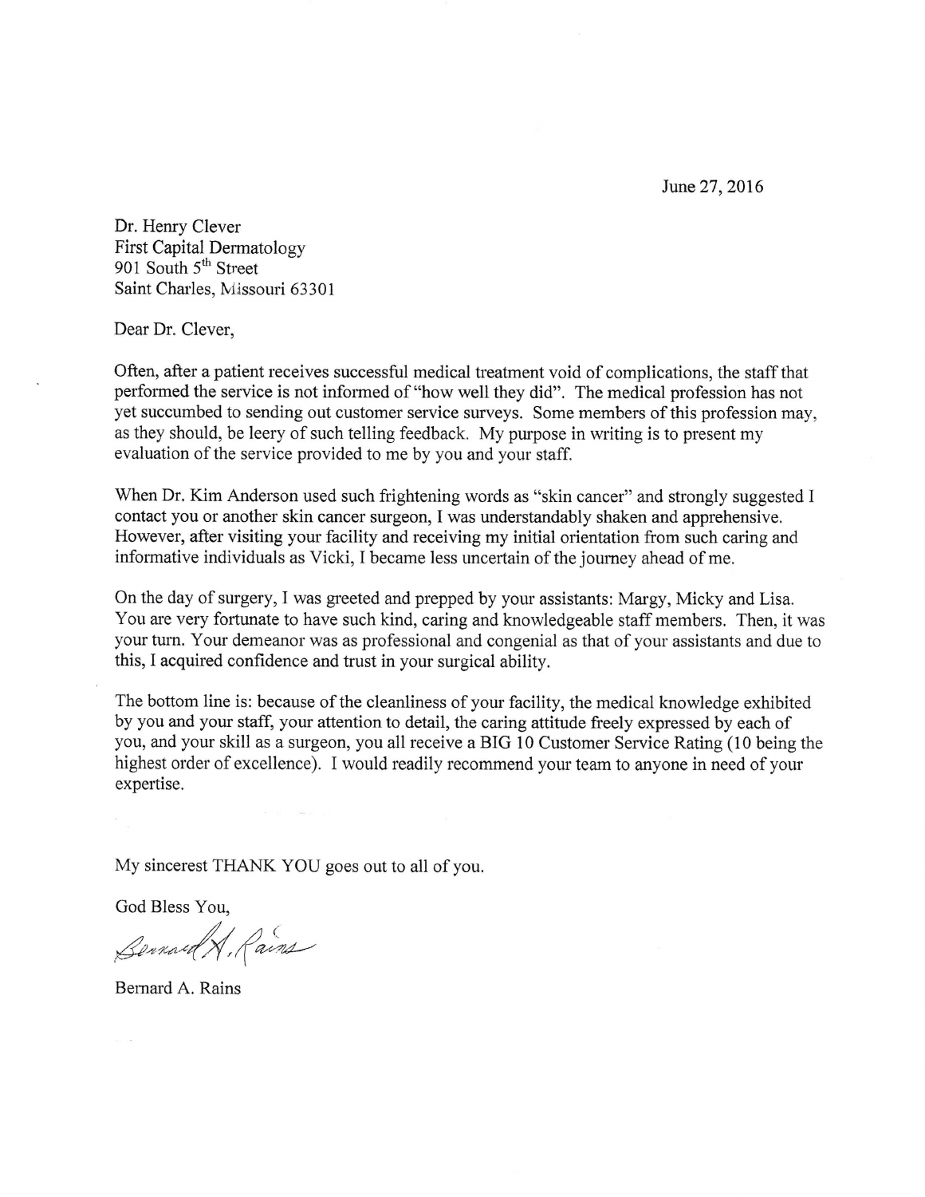June 27, 2016

Dr. Henry Clever
First Capital Dermatology
901 South 5th Street
Saint Charles, Missouri 63301

Dear Dr. Clever,

Often, after a patient receives successful medical treatment void of complications, the staff that performed the service is not informed of "how well they did". The medical profession has not yet succumbed to sending out customer service surveys. Some members of this profession may, as they should, be leery of such telling feedback. My purpose in writing is to present my evaluation of the service provided to me by you and your staff.

When Dr. Kim Anderson used such frightening words as "skin cancer" and strongly suggested I contact you or another skin cancer surgeon, I was understandably shaken and apprehensive. However, after visiting your facility and receiving my initial orientation from such caring and informative individuals as Vicki, I became less uncertain of the journey ahead of me.

On the day of surgery, I was greeted and prepped by your assistants: Margy, Micky and Lisa. You are very fortunate to have such kind, caring and knowledgeable staff members. Then, it was your turn. Your demeanor was as professional and congenial as that of your assistants and due to this, I acquired confidence and trust in your surgical ability.

The bottom line is: because of the cleanliness of your facility, the medical knowledge exhibited by you and your staff, your attention to detail, the caring attitude freely expressed by each of you, and your skill as a surgeon, you all receive a BIG 10 Customer Service Rating (10 being the highest order of excellence). I would readily recommend your team to anyone in need of your expertise.

My sincerest THANK YOU goes out to all of you.

God Bless You,

Bernard A. Rains

Bernard A. Rains